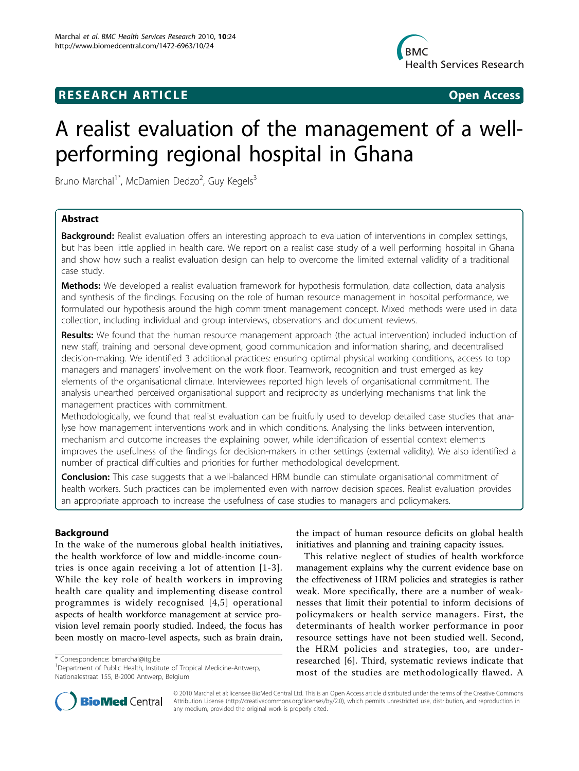RESEARCH ARTICLE

Open Access

# A realist evaluation of the management of a well-performing regional hospital in Ghana

Bruno Marchal[1*], McDamien Dedzo[2], Guy Kegels[3]

## Abstract

**Background:** Realist evaluation offers an interesting approach to evaluation of interventions in complex settings, but has been little applied in health care. We report on a realist case study of a well performing hospital in Ghana and show how such a realist evaluation design can help to overcome the limited external validity of a traditional case study.

**Methods:** We developed a realist evaluation framework for hypothesis formulation, data collection, data analysis and synthesis of the findings. Focusing on the role of human resource management in hospital performance, we formulated our hypothesis around the high commitment management concept. Mixed methods were used in data collection, including individual and group interviews, observations and document reviews.

**Results:** We found that the human resource management approach (the actual intervention) included induction of new staff, training and personal development, good communication and information sharing, and decentralised decision-making. We identified 3 additional practices: ensuring optimal physical working conditions, access to top managers and managers' involvement on the work floor. Teamwork, recognition and trust emerged as key elements of the organisational climate. Interviewees reported high levels of organisational commitment. The analysis unearthed perceived organisational support and reciprocity as underlying mechanisms that link the management practices with commitment.

Methodologically, we found that realist evaluation can be fruitfully used to develop detailed case studies that analyse how management interventions work and in which conditions. Analysing the links between intervention, mechanism and outcome increases the explaining power, while identification of essential context elements improves the usefulness of the findings for decision-makers in other settings (external validity). We also identified a number of practical difficulties and priorities for further methodological development.

**Conclusion:** This case suggests that a well-balanced HRM bundle can stimulate organisational commitment of health workers. Such practices can be implemented even with narrow decision spaces. Realist evaluation provides an appropriate approach to increase the usefulness of case studies to managers and policymakers.

## Background

In the wake of the numerous global health initiatives, the health workforce of low and middle-income countries is once again receiving a lot of attention [1-3]. While the key role of health workers in improving health care quality and implementing disease control programmes is widely recognised [4,5] operational aspects of health workforce management at service provision level remain poorly studied. Indeed, the focus has been mostly on macro-level aspects, such as brain drain, the impact of human resource deficits on global health initiatives and planning and training capacity issues.

This relative neglect of studies of health workforce management explains why the current evidence base on the effectiveness of HRM policies and strategies is rather weak. More specifically, there are a number of weaknesses that limit their potential to inform decisions of policymakers or health service managers. First, the determinants of health worker performance in poor resource settings have not been studied well. Second, the HRM policies and strategies, too, are under-researched [6]. Third, systematic reviews indicate that most of the studies are methodologically flawed. A

\* Correspondence: bmarchal@itg.be
[1]Department of Public Health, Institute of Tropical Medicine-Antwerp, Nationalestraat 155, B-2000 Antwerp, Belgium

© 2010 Marchal et al; licensee BioMed Central Ltd. This is an Open Access article distributed under the terms of the Creative Commons Attribution License (http://creativecommons.org/licenses/by/2.0), which permits unrestricted use, distribution, and reproduction in any medium, provided the original work is properly cited.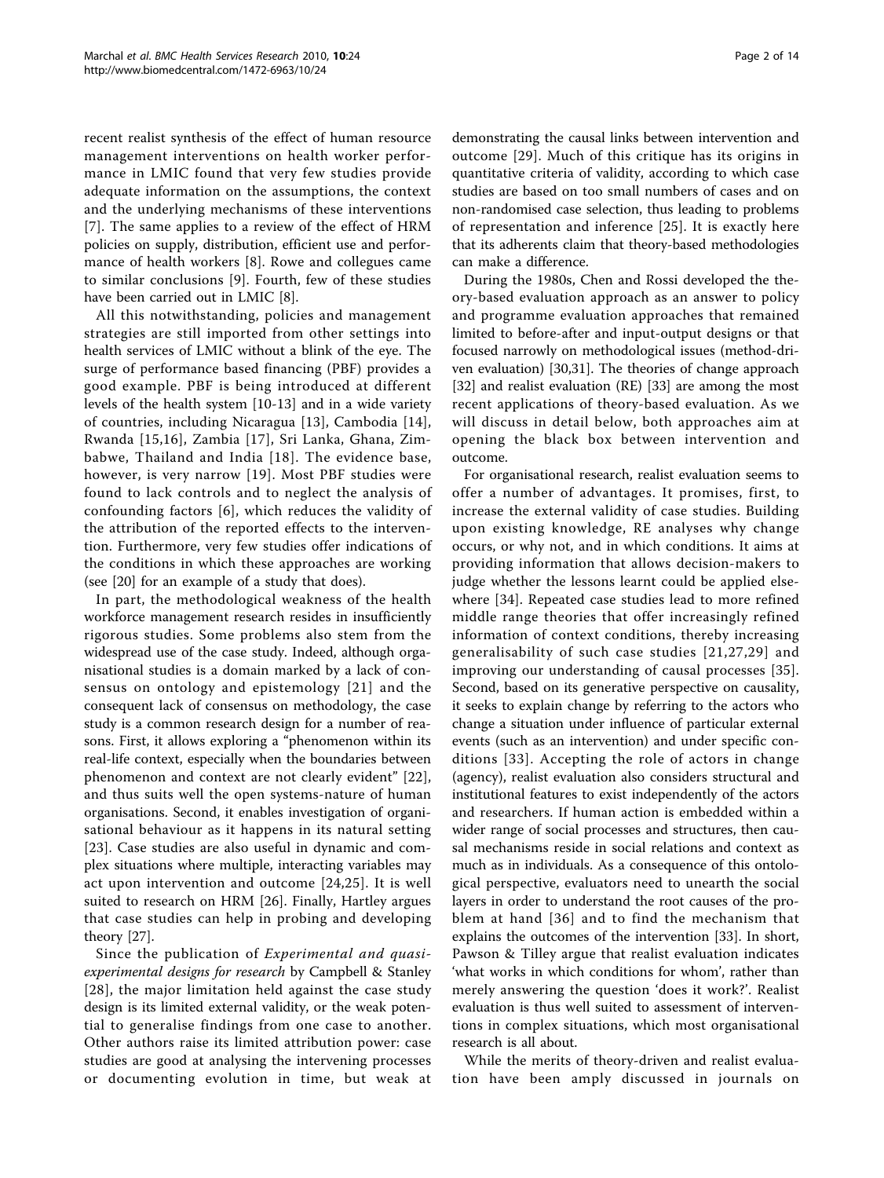recent realist synthesis of the effect of human resource management interventions on health worker performance in LMIC found that very few studies provide adequate information on the assumptions, the context and the underlying mechanisms of these interventions [7]. The same applies to a review of the effect of HRM policies on supply, distribution, efficient use and performance of health workers [8]. Rowe and collegues came to similar conclusions [9]. Fourth, few of these studies have been carried out in LMIC [8].

All this notwithstanding, policies and management strategies are still imported from other settings into health services of LMIC without a blink of the eye. The surge of performance based financing (PBF) provides a good example. PBF is being introduced at different levels of the health system [10-13] and in a wide variety of countries, including Nicaragua [13], Cambodia [14], Rwanda [15,16], Zambia [17], Sri Lanka, Ghana, Zimbabwe, Thailand and India [18]. The evidence base, however, is very narrow [19]. Most PBF studies were found to lack controls and to neglect the analysis of confounding factors [6], which reduces the validity of the attribution of the reported effects to the intervention. Furthermore, very few studies offer indications of the conditions in which these approaches are working (see [20] for an example of a study that does).

In part, the methodological weakness of the health workforce management research resides in insufficiently rigorous studies. Some problems also stem from the widespread use of the case study. Indeed, although organisational studies is a domain marked by a lack of consensus on ontology and epistemology [21] and the consequent lack of consensus on methodology, the case study is a common research design for a number of reasons. First, it allows exploring a "phenomenon within its real-life context, especially when the boundaries between phenomenon and context are not clearly evident" [22], and thus suits well the open systems-nature of human organisations. Second, it enables investigation of organisational behaviour as it happens in its natural setting [23]. Case studies are also useful in dynamic and complex situations where multiple, interacting variables may act upon intervention and outcome [24,25]. It is well suited to research on HRM [26]. Finally, Hartley argues that case studies can help in probing and developing theory [27].

Since the publication of *Experimental and quasi-experimental designs for research* by Campbell & Stanley [28], the major limitation held against the case study design is its limited external validity, or the weak potential to generalise findings from one case to another. Other authors raise its limited attribution power: case studies are good at analysing the intervening processes or documenting evolution in time, but weak at demonstrating the causal links between intervention and outcome [29]. Much of this critique has its origins in quantitative criteria of validity, according to which case studies are based on too small numbers of cases and on non-randomised case selection, thus leading to problems of representation and inference [25]. It is exactly here that its adherents claim that theory-based methodologies can make a difference.

During the 1980s, Chen and Rossi developed the theory-based evaluation approach as an answer to policy and programme evaluation approaches that remained limited to before-after and input-output designs or that focused narrowly on methodological issues (method-driven evaluation) [30,31]. The theories of change approach [32] and realist evaluation (RE) [33] are among the most recent applications of theory-based evaluation. As we will discuss in detail below, both approaches aim at opening the black box between intervention and outcome.

For organisational research, realist evaluation seems to offer a number of advantages. It promises, first, to increase the external validity of case studies. Building upon existing knowledge, RE analyses why change occurs, or why not, and in which conditions. It aims at providing information that allows decision-makers to judge whether the lessons learnt could be applied elsewhere [34]. Repeated case studies lead to more refined middle range theories that offer increasingly refined information of context conditions, thereby increasing generalisability of such case studies [21,27,29] and improving our understanding of causal processes [35]. Second, based on its generative perspective on causality, it seeks to explain change by referring to the actors who change a situation under influence of particular external events (such as an intervention) and under specific conditions [33]. Accepting the role of actors in change (agency), realist evaluation also considers structural and institutional features to exist independently of the actors and researchers. If human action is embedded within a wider range of social processes and structures, then causal mechanisms reside in social relations and context as much as in individuals. As a consequence of this ontological perspective, evaluators need to unearth the social layers in order to understand the root causes of the problem at hand [36] and to find the mechanism that explains the outcomes of the intervention [33]. In short, Pawson & Tilley argue that realist evaluation indicates 'what works in which conditions for whom', rather than merely answering the question 'does it work?'. Realist evaluation is thus well suited to assessment of interventions in complex situations, which most organisational research is all about.

While the merits of theory-driven and realist evaluation have been amply discussed in journals on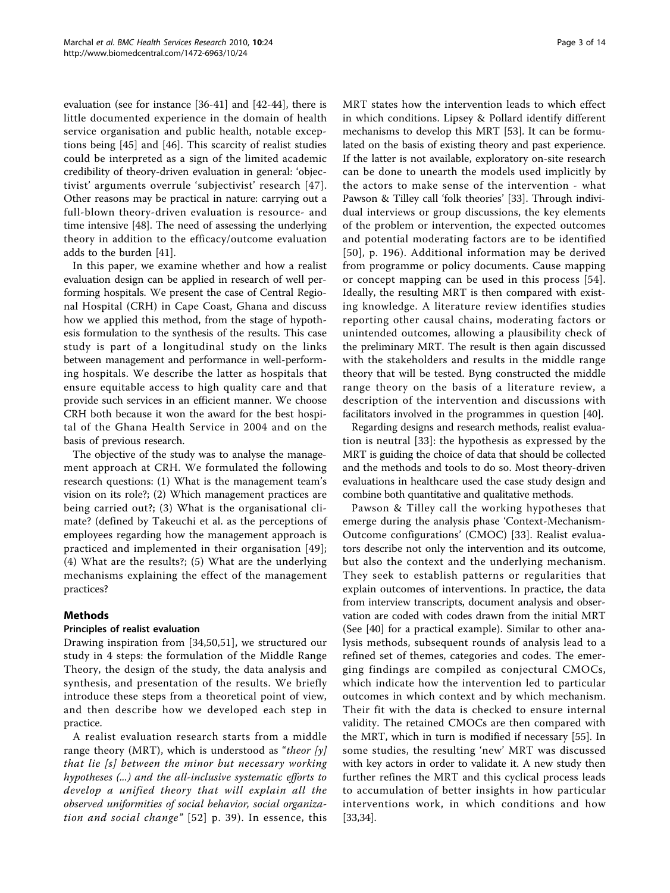evaluation (see for instance [36-41] and [42-44], there is little documented experience in the domain of health service organisation and public health, notable exceptions being [45] and [46]. This scarcity of realist studies could be interpreted as a sign of the limited academic credibility of theory-driven evaluation in general: 'objectivist' arguments overrule 'subjectivist' research [47]. Other reasons may be practical in nature: carrying out a full-blown theory-driven evaluation is resource- and time intensive [48]. The need of assessing the underlying theory in addition to the efficacy/outcome evaluation adds to the burden [41].

In this paper, we examine whether and how a realist evaluation design can be applied in research of well performing hospitals. We present the case of Central Regional Hospital (CRH) in Cape Coast, Ghana and discuss how we applied this method, from the stage of hypothesis formulation to the synthesis of the results. This case study is part of a longitudinal study on the links between management and performance in well-performing hospitals. We describe the latter as hospitals that ensure equitable access to high quality care and that provide such services in an efficient manner. We choose CRH both because it won the award for the best hospital of the Ghana Health Service in 2004 and on the basis of previous research.

The objective of the study was to analyse the management approach at CRH. We formulated the following research questions: (1) What is the management team's vision on its role?; (2) Which management practices are being carried out?; (3) What is the organisational climate? (defined by Takeuchi et al. as the perceptions of employees regarding how the management approach is practiced and implemented in their organisation [49]; (4) What are the results?; (5) What are the underlying mechanisms explaining the effect of the management practices?

## Methods

### Principles of realist evaluation

Drawing inspiration from [34,50,51], we structured our study in 4 steps: the formulation of the Middle Range Theory, the design of the study, the data analysis and synthesis, and presentation of the results. We briefly introduce these steps from a theoretical point of view, and then describe how we developed each step in practice.

A realist evaluation research starts from a middle range theory (MRT), which is understood as "*theor [y] that lie [s] between the minor but necessary working hypotheses (...) and the all-inclusive systematic efforts to develop a unified theory that will explain all the observed uniformities of social behavior, social organization and social change*" [52] p. 39). In essence, this MRT states how the intervention leads to which effect in which conditions. Lipsey & Pollard identify different mechanisms to develop this MRT [53]. It can be formulated on the basis of existing theory and past experience. If the latter is not available, exploratory on-site research can be done to unearth the models used implicitly by the actors to make sense of the intervention - what Pawson & Tilley call 'folk theories' [33]. Through individual interviews or group discussions, the key elements of the problem or intervention, the expected outcomes and potential moderating factors are to be identified [50], p. 196). Additional information may be derived from programme or policy documents. Cause mapping or concept mapping can be used in this process [54]. Ideally, the resulting MRT is then compared with existing knowledge. A literature review identifies studies reporting other causal chains, moderating factors or unintended outcomes, allowing a plausibility check of the preliminary MRT. The result is then again discussed with the stakeholders and results in the middle range theory that will be tested. Byng constructed the middle range theory on the basis of a literature review, a description of the intervention and discussions with facilitators involved in the programmes in question [40].

Regarding designs and research methods, realist evaluation is neutral [33]: the hypothesis as expressed by the MRT is guiding the choice of data that should be collected and the methods and tools to do so. Most theory-driven evaluations in healthcare used the case study design and combine both quantitative and qualitative methods.

Pawson & Tilley call the working hypotheses that emerge during the analysis phase 'Context-Mechanism-Outcome configurations' (CMOC) [33]. Realist evaluators describe not only the intervention and its outcome, but also the context and the underlying mechanism. They seek to establish patterns or regularities that explain outcomes of interventions. In practice, the data from interview transcripts, document analysis and observation are coded with codes drawn from the initial MRT (See [40] for a practical example). Similar to other analysis methods, subsequent rounds of analysis lead to a refined set of themes, categories and codes. The emerging findings are compiled as conjectural CMOCs, which indicate how the intervention led to particular outcomes in which context and by which mechanism. Their fit with the data is checked to ensure internal validity. The retained CMOCs are then compared with the MRT, which in turn is modified if necessary [55]. In some studies, the resulting 'new' MRT was discussed with key actors in order to validate it. A new study then further refines the MRT and this cyclical process leads to accumulation of better insights in how particular interventions work, in which conditions and how [33,34].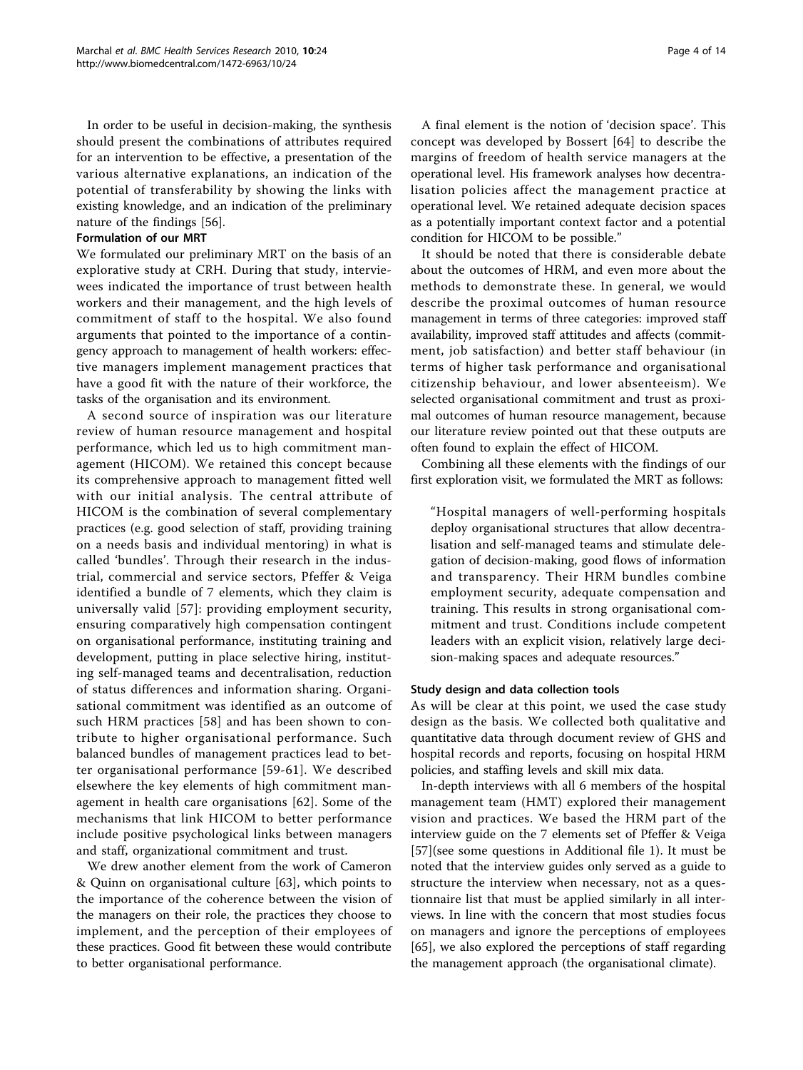In order to be useful in decision-making, the synthesis should present the combinations of attributes required for an intervention to be effective, a presentation of the various alternative explanations, an indication of the potential of transferability by showing the links with existing knowledge, and an indication of the preliminary nature of the findings [56].

### Formulation of our MRT

We formulated our preliminary MRT on the basis of an explorative study at CRH. During that study, interviewees indicated the importance of trust between health workers and their management, and the high levels of commitment of staff to the hospital. We also found arguments that pointed to the importance of a contingency approach to management of health workers: effective managers implement management practices that have a good fit with the nature of their workforce, the tasks of the organisation and its environment.

A second source of inspiration was our literature review of human resource management and hospital performance, which led us to high commitment management (HICOM). We retained this concept because its comprehensive approach to management fitted well with our initial analysis. The central attribute of HICOM is the combination of several complementary practices (e.g. good selection of staff, providing training on a needs basis and individual mentoring) in what is called 'bundles'. Through their research in the industrial, commercial and service sectors, Pfeffer & Veiga identified a bundle of 7 elements, which they claim is universally valid [57]: providing employment security, ensuring comparatively high compensation contingent on organisational performance, instituting training and development, putting in place selective hiring, instituting self-managed teams and decentralisation, reduction of status differences and information sharing. Organisational commitment was identified as an outcome of such HRM practices [58] and has been shown to contribute to higher organisational performance. Such balanced bundles of management practices lead to better organisational performance [59-61]. We described elsewhere the key elements of high commitment management in health care organisations [62]. Some of the mechanisms that link HICOM to better performance include positive psychological links between managers and staff, organizational commitment and trust.

We drew another element from the work of Cameron & Quinn on organisational culture [63], which points to the importance of the coherence between the vision of the managers on their role, the practices they choose to implement, and the perception of their employees of these practices. Good fit between these would contribute to better organisational performance.

A final element is the notion of 'decision space'. This concept was developed by Bossert [64] to describe the margins of freedom of health service managers at the operational level. His framework analyses how decentralisation policies affect the management practice at operational level. We retained adequate decision spaces as a potentially important context factor and a potential condition for HICOM to be possible."

It should be noted that there is considerable debate about the outcomes of HRM, and even more about the methods to demonstrate these. In general, we would describe the proximal outcomes of human resource management in terms of three categories: improved staff availability, improved staff attitudes and affects (commitment, job satisfaction) and better staff behaviour (in terms of higher task performance and organisational citizenship behaviour, and lower absenteeism). We selected organisational commitment and trust as proximal outcomes of human resource management, because our literature review pointed out that these outputs are often found to explain the effect of HICOM.

Combining all these elements with the findings of our first exploration visit, we formulated the MRT as follows:

> "Hospital managers of well-performing hospitals deploy organisational structures that allow decentralisation and self-managed teams and stimulate delegation of decision-making, good flows of information and transparency. Their HRM bundles combine employment security, adequate compensation and training. This results in strong organisational commitment and trust. Conditions include competent leaders with an explicit vision, relatively large decision-making spaces and adequate resources."

### Study design and data collection tools

As will be clear at this point, we used the case study design as the basis. We collected both qualitative and quantitative data through document review of GHS and hospital records and reports, focusing on hospital HRM policies, and staffing levels and skill mix data.

In-depth interviews with all 6 members of the hospital management team (HMT) explored their management vision and practices. We based the HRM part of the interview guide on the 7 elements set of Pfeffer & Veiga [57](see some questions in Additional file 1). It must be noted that the interview guides only served as a guide to structure the interview when necessary, not as a questionnaire list that must be applied similarly in all interviews. In line with the concern that most studies focus on managers and ignore the perceptions of employees [65], we also explored the perceptions of staff regarding the management approach (the organisational climate).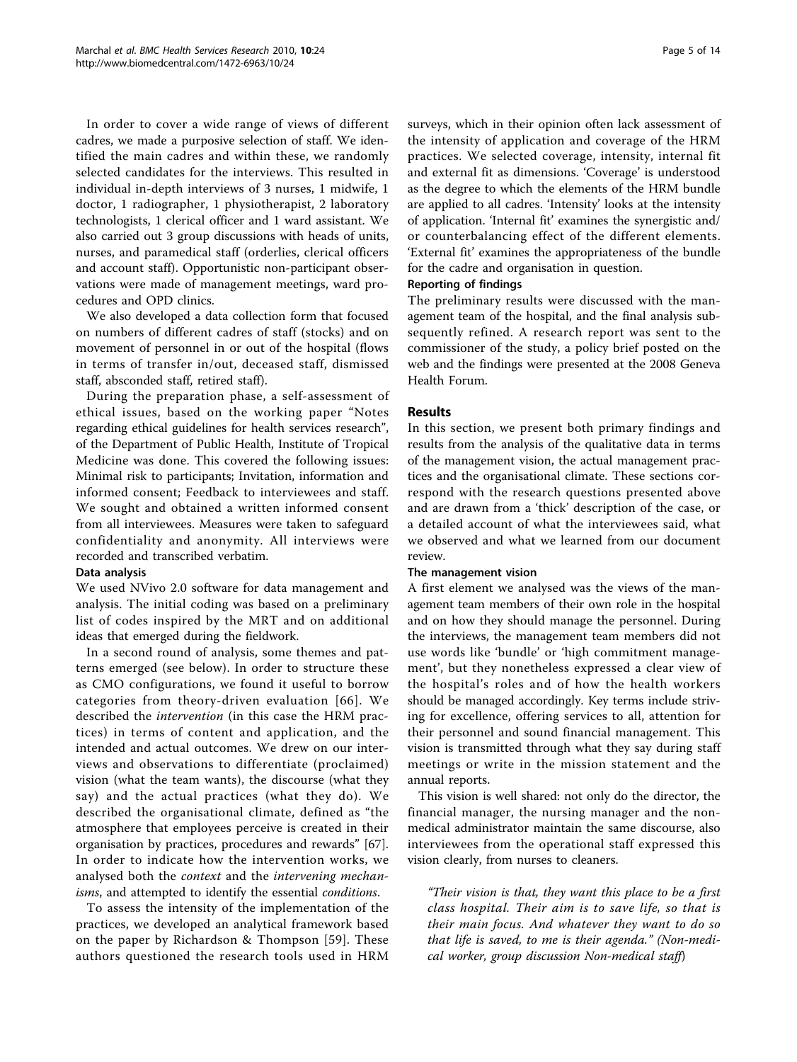In order to cover a wide range of views of different cadres, we made a purposive selection of staff. We identified the main cadres and within these, we randomly selected candidates for the interviews. This resulted in individual in-depth interviews of 3 nurses, 1 midwife, 1 doctor, 1 radiographer, 1 physiotherapist, 2 laboratory technologists, 1 clerical officer and 1 ward assistant. We also carried out 3 group discussions with heads of units, nurses, and paramedical staff (orderlies, clerical officers and account staff). Opportunistic non-participant observations were made of management meetings, ward procedures and OPD clinics.

We also developed a data collection form that focused on numbers of different cadres of staff (stocks) and on movement of personnel in or out of the hospital (flows in terms of transfer in/out, deceased staff, dismissed staff, absconded staff, retired staff).

During the preparation phase, a self-assessment of ethical issues, based on the working paper "Notes regarding ethical guidelines for health services research", of the Department of Public Health, Institute of Tropical Medicine was done. This covered the following issues: Minimal risk to participants; Invitation, information and informed consent; Feedback to interviewees and staff. We sought and obtained a written informed consent from all interviewees. Measures were taken to safeguard confidentiality and anonymity. All interviews were recorded and transcribed verbatim.

#### Data analysis

We used NVivo 2.0 software for data management and analysis. The initial coding was based on a preliminary list of codes inspired by the MRT and on additional ideas that emerged during the fieldwork.

In a second round of analysis, some themes and patterns emerged (see below). In order to structure these as CMO configurations, we found it useful to borrow categories from theory-driven evaluation [66]. We described the *intervention* (in this case the HRM practices) in terms of content and application, and the intended and actual outcomes. We drew on our interviews and observations to differentiate (proclaimed) vision (what the team wants), the discourse (what they say) and the actual practices (what they do). We described the organisational climate, defined as "the atmosphere that employees perceive is created in their organisation by practices, procedures and rewards" [67]. In order to indicate how the intervention works, we analysed both the *context* and the *intervening mechanisms*, and attempted to identify the essential *conditions*.

To assess the intensity of the implementation of the practices, we developed an analytical framework based on the paper by Richardson & Thompson [59]. These authors questioned the research tools used in HRM surveys, which in their opinion often lack assessment of the intensity of application and coverage of the HRM practices. We selected coverage, intensity, internal fit and external fit as dimensions. 'Coverage' is understood as the degree to which the elements of the HRM bundle are applied to all cadres. 'Intensity' looks at the intensity of application. 'Internal fit' examines the synergistic and/or counterbalancing effect of the different elements. 'External fit' examines the appropriateness of the bundle for the cadre and organisation in question.

#### Reporting of findings

The preliminary results were discussed with the management team of the hospital, and the final analysis subsequently refined. A research report was sent to the commissioner of the study, a policy brief posted on the web and the findings were presented at the 2008 Geneva Health Forum.

## Results

In this section, we present both primary findings and results from the analysis of the qualitative data in terms of the management vision, the actual management practices and the organisational climate. These sections correspond with the research questions presented above and are drawn from a 'thick' description of the case, or a detailed account of what the interviewees said, what we observed and what we learned from our document review.

#### The management vision

A first element we analysed was the views of the management team members of their own role in the hospital and on how they should manage the personnel. During the interviews, the management team members did not use words like 'bundle' or 'high commitment management', but they nonetheless expressed a clear view of the hospital's roles and of how the health workers should be managed accordingly. Key terms include striving for excellence, offering services to all, attention for their personnel and sound financial management. This vision is transmitted through what they say during staff meetings or write in the mission statement and the annual reports.

This vision is well shared: not only do the director, the financial manager, the nursing manager and the non-medical administrator maintain the same discourse, also interviewees from the operational staff expressed this vision clearly, from nurses to cleaners.

> *"Their vision is that, they want this place to be a first class hospital. Their aim is to save life, so that is their main focus. And whatever they want to do so that life is saved, to me is their agenda." (Non-medical worker, group discussion Non-medical staff)*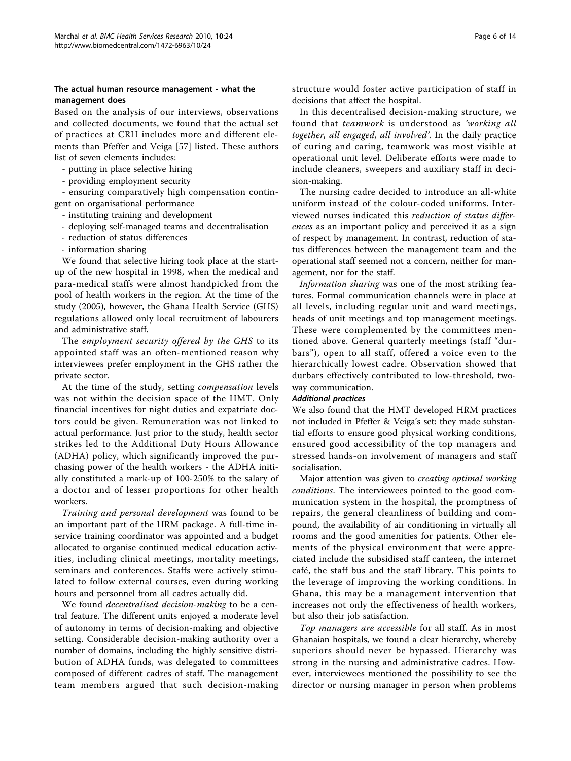### The actual human resource management - what the management does

Based on the analysis of our interviews, observations and collected documents, we found that the actual set of practices at CRH includes more and different elements than Pfeffer and Veiga [57] listed. These authors list of seven elements includes:

- putting in place selective hiring
- providing employment security
- ensuring comparatively high compensation contingent on organisational performance
- instituting training and development
- deploying self-managed teams and decentralisation
- reduction of status differences
- information sharing

We found that selective hiring took place at the start-up of the new hospital in 1998, when the medical and para-medical staffs were almost handpicked from the pool of health workers in the region. At the time of the study (2005), however, the Ghana Health Service (GHS) regulations allowed only local recruitment of labourers and administrative staff.

The *employment security offered by the GHS* to its appointed staff was an often-mentioned reason why interviewees prefer employment in the GHS rather the private sector.

At the time of the study, setting *compensation* levels was not within the decision space of the HMT. Only financial incentives for night duties and expatriate doctors could be given. Remuneration was not linked to actual performance. Just prior to the study, health sector strikes led to the Additional Duty Hours Allowance (ADHA) policy, which significantly improved the purchasing power of the health workers - the ADHA initially constituted a mark-up of 100-250% to the salary of a doctor and of lesser proportions for other health workers.

*Training and personal development* was found to be an important part of the HRM package. A full-time in-service training coordinator was appointed and a budget allocated to organise continued medical education activities, including clinical meetings, mortality meetings, seminars and conferences. Staffs were actively stimulated to follow external courses, even during working hours and personnel from all cadres actually did.

We found *decentralised decision-making* to be a central feature. The different units enjoyed a moderate level of autonomy in terms of decision-making and objective setting. Considerable decision-making authority over a number of domains, including the highly sensitive distribution of ADHA funds, was delegated to committees composed of different cadres of staff. The management team members argued that such decision-making structure would foster active participation of staff in decisions that affect the hospital.

In this decentralised decision-making structure, we found that *teamwork* is understood as *'working all together, all engaged, all involved'*. In the daily practice of curing and caring, teamwork was most visible at operational unit level. Deliberate efforts were made to include cleaners, sweepers and auxiliary staff in decision-making.

The nursing cadre decided to introduce an all-white uniform instead of the colour-coded uniforms. Interviewed nurses indicated this *reduction of status differences* as an important policy and perceived it as a sign of respect by management. In contrast, reduction of status differences between the management team and the operational staff seemed not a concern, neither for management, nor for the staff.

*Information sharing* was one of the most striking features. Formal communication channels were in place at all levels, including regular unit and ward meetings, heads of unit meetings and top management meetings. These were complemented by the committees mentioned above. General quarterly meetings (staff "durbars"), open to all staff, offered a voice even to the hierarchically lowest cadre. Observation showed that durbars effectively contributed to low-threshold, two-way communication.

#### Additional practices

We also found that the HMT developed HRM practices not included in Pfeffer & Veiga's set: they made substantial efforts to ensure good physical working conditions, ensured good accessibility of the top managers and stressed hands-on involvement of managers and staff socialisation.

Major attention was given to *creating optimal working conditions*. The interviewees pointed to the good communication system in the hospital, the promptness of repairs, the general cleanliness of building and compound, the availability of air conditioning in virtually all rooms and the good amenities for patients. Other elements of the physical environment that were appreciated include the subsidised staff canteen, the internet café, the staff bus and the staff library. This points to the leverage of improving the working conditions. In Ghana, this may be a management intervention that increases not only the effectiveness of health workers, but also their job satisfaction.

*Top managers are accessible* for all staff. As in most Ghanaian hospitals, we found a clear hierarchy, whereby superiors should never be bypassed. Hierarchy was strong in the nursing and administrative cadres. However, interviewees mentioned the possibility to see the director or nursing manager in person when problems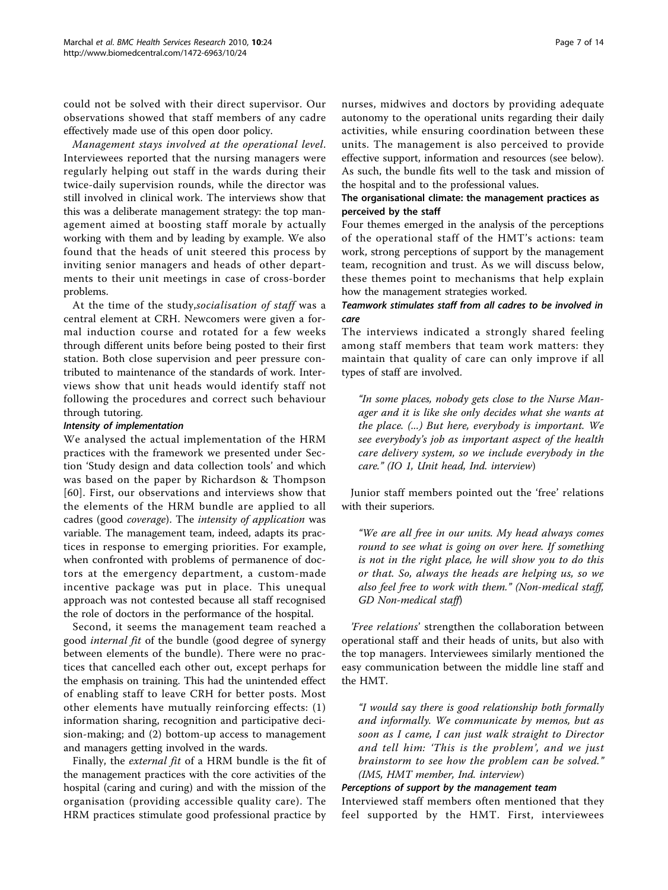could not be solved with their direct supervisor. Our observations showed that staff members of any cadre effectively made use of this open door policy.

*Management stays involved at the operational level.* Interviewees reported that the nursing managers were regularly helping out staff in the wards during their twice-daily supervision rounds, while the director was still involved in clinical work. The interviews show that this was a deliberate management strategy: the top management aimed at boosting staff morale by actually working with them and by leading by example. We also found that the heads of unit steered this process by inviting senior managers and heads of other departments to their unit meetings in case of cross-border problems.

At the time of the study,*socialisation of staff* was a central element at CRH. Newcomers were given a formal induction course and rotated for a few weeks through different units before being posted to their first station. Both close supervision and peer pressure contributed to maintenance of the standards of work. Interviews show that unit heads would identify staff not following the procedures and correct such behaviour through tutoring.

#### Intensity of implementation

We analysed the actual implementation of the HRM practices with the framework we presented under Section 'Study design and data collection tools' and which was based on the paper by Richardson & Thompson [60]. First, our observations and interviews show that the elements of the HRM bundle are applied to all cadres (good *coverage*). The *intensity of application* was variable. The management team, indeed, adapts its practices in response to emerging priorities. For example, when confronted with problems of permanence of doctors at the emergency department, a custom-made incentive package was put in place. This unequal approach was not contested because all staff recognised the role of doctors in the performance of the hospital.

Second, it seems the management team reached a good *internal fit* of the bundle (good degree of synergy between elements of the bundle). There were no practices that cancelled each other out, except perhaps for the emphasis on training. This had the unintended effect of enabling staff to leave CRH for better posts. Most other elements have mutually reinforcing effects: (1) information sharing, recognition and participative decision-making; and (2) bottom-up access to management and managers getting involved in the wards.

Finally, the *external fit* of a HRM bundle is the fit of the management practices with the core activities of the hospital (caring and curing) and with the mission of the organisation (providing accessible quality care). The HRM practices stimulate good professional practice by nurses, midwives and doctors by providing adequate autonomy to the operational units regarding their daily activities, while ensuring coordination between these units. The management is also perceived to provide effective support, information and resources (see below). As such, the bundle fits well to the task and mission of the hospital and to the professional values.

### The organisational climate: the management practices as perceived by the staff

Four themes emerged in the analysis of the perceptions of the operational staff of the HMT's actions: team work, strong perceptions of support by the management team, recognition and trust. As we will discuss below, these themes point to mechanisms that help explain how the management strategies worked.

#### Teamwork stimulates staff from all cadres to be involved in care

The interviews indicated a strongly shared feeling among staff members that team work matters: they maintain that quality of care can only improve if all types of staff are involved.

> "In some places, nobody gets close to the Nurse Manager and it is like she only decides what she wants at the place. (...) But here, everybody is important. We see everybody's job as important aspect of the health care delivery system, so we include everybody in the care." (IO 1, Unit head, Ind. interview)

Junior staff members pointed out the 'free' relations with their superiors.

> "We are all free in our units. My head always comes round to see what is going on over here. If something is not in the right place, he will show you to do this or that. So, always the heads are helping us, so we also feel free to work with them." (Non-medical staff, GD Non-medical staff)

*'Free relations'* strengthen the collaboration between operational staff and their heads of units, but also with the top managers. Interviewees similarly mentioned the easy communication between the middle line staff and the HMT.

> "I would say there is good relationship both formally and informally. We communicate by memos, but as soon as I came, I can just walk straight to Director and tell him: 'This is the problem', and we just brainstorm to see how the problem can be solved." (IM5, HMT member, Ind. interview)

#### Perceptions of support by the management team

Interviewed staff members often mentioned that they feel supported by the HMT. First, interviewees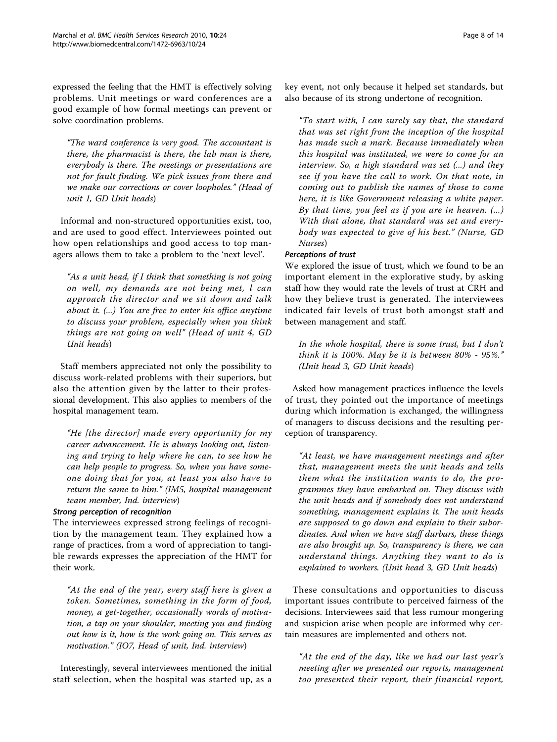expressed the feeling that the HMT is effectively solving problems. Unit meetings or ward conferences are a good example of how formal meetings can prevent or solve coordination problems.

> *"The ward conference is very good. The accountant is there, the pharmacist is there, the lab man is there, everybody is there. The meetings or presentations are not for fault finding. We pick issues from there and we make our corrections or cover loopholes." (Head of unit 1, GD Unit heads)*

Informal and non-structured opportunities exist, too, and are used to good effect. Interviewees pointed out how open relationships and good access to top managers allows them to take a problem to the 'next level'.

> *"As a unit head, if I think that something is not going on well, my demands are not being met, l can approach the director and we sit down and talk about it. (...) You are free to enter his office anytime to discuss your problem, especially when you think things are not going on well" (Head of unit 4, GD Unit heads)*

Staff members appreciated not only the possibility to discuss work-related problems with their superiors, but also the attention given by the latter to their professional development. This also applies to members of the hospital management team.

> *"He [the director] made every opportunity for my career advancement. He is always looking out, listening and trying to help where he can, to see how he can help people to progress. So, when you have someone doing that for you, at least you also have to return the same to him." (IM5, hospital management team member, Ind. interview)*

#### *Strong perception of recognition*

The interviewees expressed strong feelings of recognition by the management team. They explained how a range of practices, from a word of appreciation to tangible rewards expresses the appreciation of the HMT for their work.

> *"At the end of the year, every staff here is given a token. Sometimes, something in the form of food, money, a get-together, occasionally words of motivation, a tap on your shoulder, meeting you and finding out how is it, how is the work going on. This serves as motivation." (IO7, Head of unit, Ind. interview)*

Interestingly, several interviewees mentioned the initial staff selection, when the hospital was started up, as a key event, not only because it helped set standards, but also because of its strong undertone of recognition.

> *"To start with, I can surely say that, the standard that was set right from the inception of the hospital has made such a mark. Because immediately when this hospital was instituted, we were to come for an interview. So, a high standard was set (...) and they see if you have the call to work. On that note, in coming out to publish the names of those to come here, it is like Government releasing a white paper. By that time, you feel as if you are in heaven. (...) With that alone, that standard was set and everybody was expected to give of his best." (Nurse, GD Nurses)*

#### *Perceptions of trust*

We explored the issue of trust, which we found to be an important element in the explorative study, by asking staff how they would rate the levels of trust at CRH and how they believe trust is generated. The interviewees indicated fair levels of trust both amongst staff and between management and staff.

> *In the whole hospital, there is some trust, but I don't think it is 100%. May be it is between 80% - 95%." (Unit head 3, GD Unit heads)*

Asked how management practices influence the levels of trust, they pointed out the importance of meetings during which information is exchanged, the willingness of managers to discuss decisions and the resulting perception of transparency.

> *"At least, we have management meetings and after that, management meets the unit heads and tells them what the institution wants to do, the programmes they have embarked on. They discuss with the unit heads and if somebody does not understand something, management explains it. The unit heads are supposed to go down and explain to their subordinates. And when we have staff durbars, these things are also brought up. So, transparency is there, we can understand things. Anything they want to do is explained to workers. (Unit head 3, GD Unit heads)*

These consultations and opportunities to discuss important issues contribute to perceived fairness of the decisions. Interviewees said that less rumour mongering and suspicion arise when people are informed why certain measures are implemented and others not.

> *"At the end of the day, like we had our last year's meeting after we presented our reports, management too presented their report, their financial report,*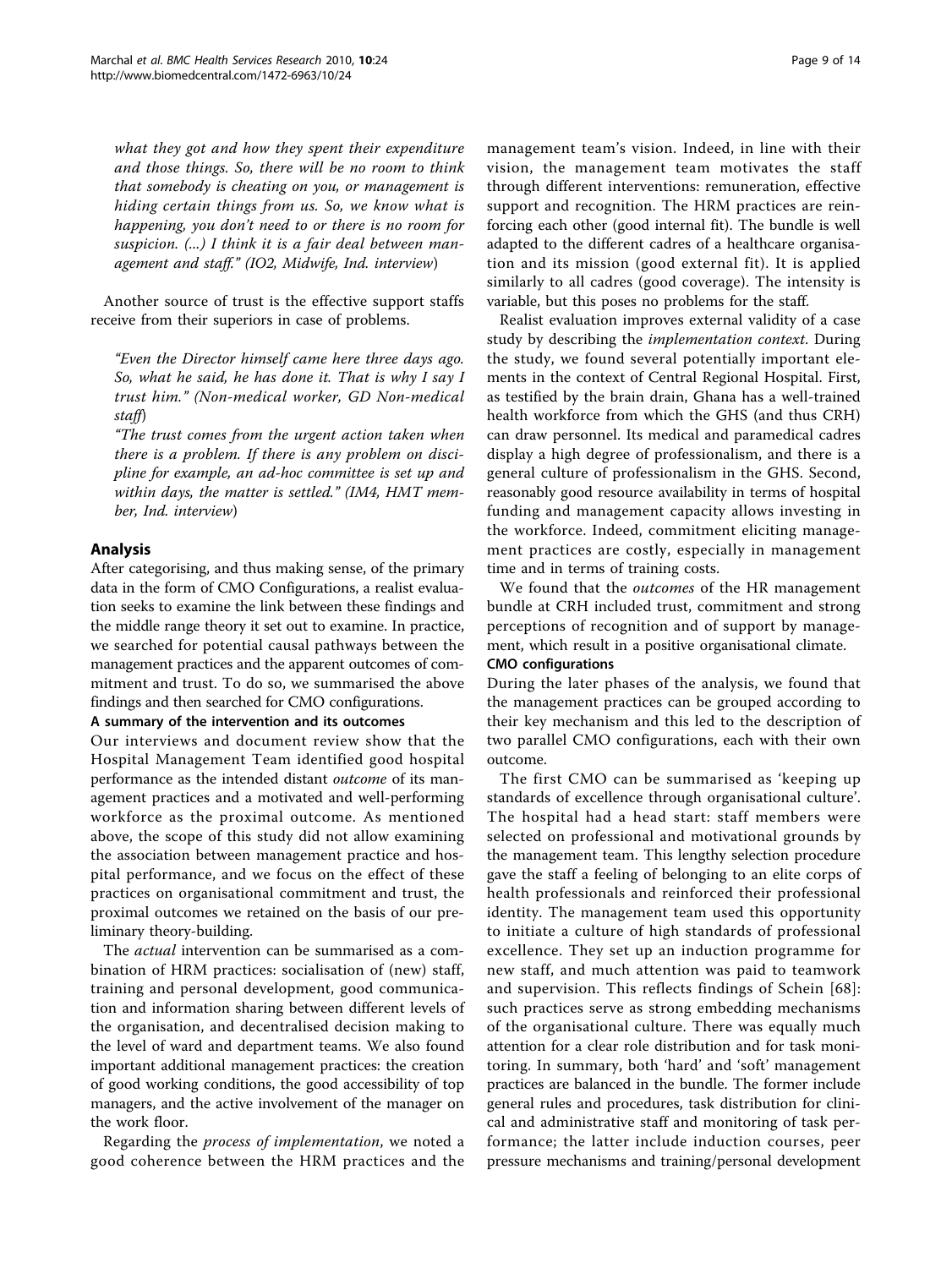*what they got and how they spent their expenditure and those things. So, there will be no room to think that somebody is cheating on you, or management is hiding certain things from us. So, we know what is happening, you don't need to or there is no room for suspicion. (...) I think it is a fair deal between management and staff."* (IO2, Midwife, Ind. interview)

Another source of trust is the effective support staffs receive from their superiors in case of problems.

*"Even the Director himself came here three days ago. So, what he said, he has done it. That is why I say I trust him."* (Non-medical worker, GD Non-medical staff)

*"The trust comes from the urgent action taken when there is a problem. If there is any problem on discipline for example, an ad-hoc committee is set up and within days, the matter is settled."* (IM4, HMT member, Ind. interview)

## Analysis

After categorising, and thus making sense, of the primary data in the form of CMO Configurations, a realist evaluation seeks to examine the link between these findings and the middle range theory it set out to examine. In practice, we searched for potential causal pathways between the management practices and the apparent outcomes of commitment and trust. To do so, we summarised the above findings and then searched for CMO configurations.

### A summary of the intervention and its outcomes

Our interviews and document review show that the Hospital Management Team identified good hospital performance as the intended distant *outcome* of its management practices and a motivated and well-performing workforce as the proximal outcome. As mentioned above, the scope of this study did not allow examining the association between management practice and hospital performance, and we focus on the effect of these practices on organisational commitment and trust, the proximal outcomes we retained on the basis of our preliminary theory-building.

The *actual* intervention can be summarised as a combination of HRM practices: socialisation of (new) staff, training and personal development, good communication and information sharing between different levels of the organisation, and decentralised decision making to the level of ward and department teams. We also found important additional management practices: the creation of good working conditions, the good accessibility of top managers, and the active involvement of the manager on the work floor.

Regarding the *process of implementation*, we noted a good coherence between the HRM practices and the management team's vision. Indeed, in line with their vision, the management team motivates the staff through different interventions: remuneration, effective support and recognition. The HRM practices are reinforcing each other (good internal fit). The bundle is well adapted to the different cadres of a healthcare organisation and its mission (good external fit). It is applied similarly to all cadres (good coverage). The intensity is variable, but this poses no problems for the staff.

Realist evaluation improves external validity of a case study by describing the *implementation context*. During the study, we found several potentially important elements in the context of Central Regional Hospital. First, as testified by the brain drain, Ghana has a well-trained health workforce from which the GHS (and thus CRH) can draw personnel. Its medical and paramedical cadres display a high degree of professionalism, and there is a general culture of professionalism in the GHS. Second, reasonably good resource availability in terms of hospital funding and management capacity allows investing in the workforce. Indeed, commitment eliciting management practices are costly, especially in management time and in terms of training costs.

We found that the *outcomes* of the HR management bundle at CRH included trust, commitment and strong perceptions of recognition and of support by management, which result in a positive organisational climate.

### CMO configurations

During the later phases of the analysis, we found that the management practices can be grouped according to their key mechanism and this led to the description of two parallel CMO configurations, each with their own outcome.

The first CMO can be summarised as 'keeping up standards of excellence through organisational culture'. The hospital had a head start: staff members were selected on professional and motivational grounds by the management team. This lengthy selection procedure gave the staff a feeling of belonging to an elite corps of health professionals and reinforced their professional identity. The management team used this opportunity to initiate a culture of high standards of professional excellence. They set up an induction programme for new staff, and much attention was paid to teamwork and supervision. This reflects findings of Schein [68]: such practices serve as strong embedding mechanisms of the organisational culture. There was equally much attention for a clear role distribution and for task monitoring. In summary, both 'hard' and 'soft' management practices are balanced in the bundle. The former include general rules and procedures, task distribution for clinical and administrative staff and monitoring of task performance; the latter include induction courses, peer pressure mechanisms and training/personal development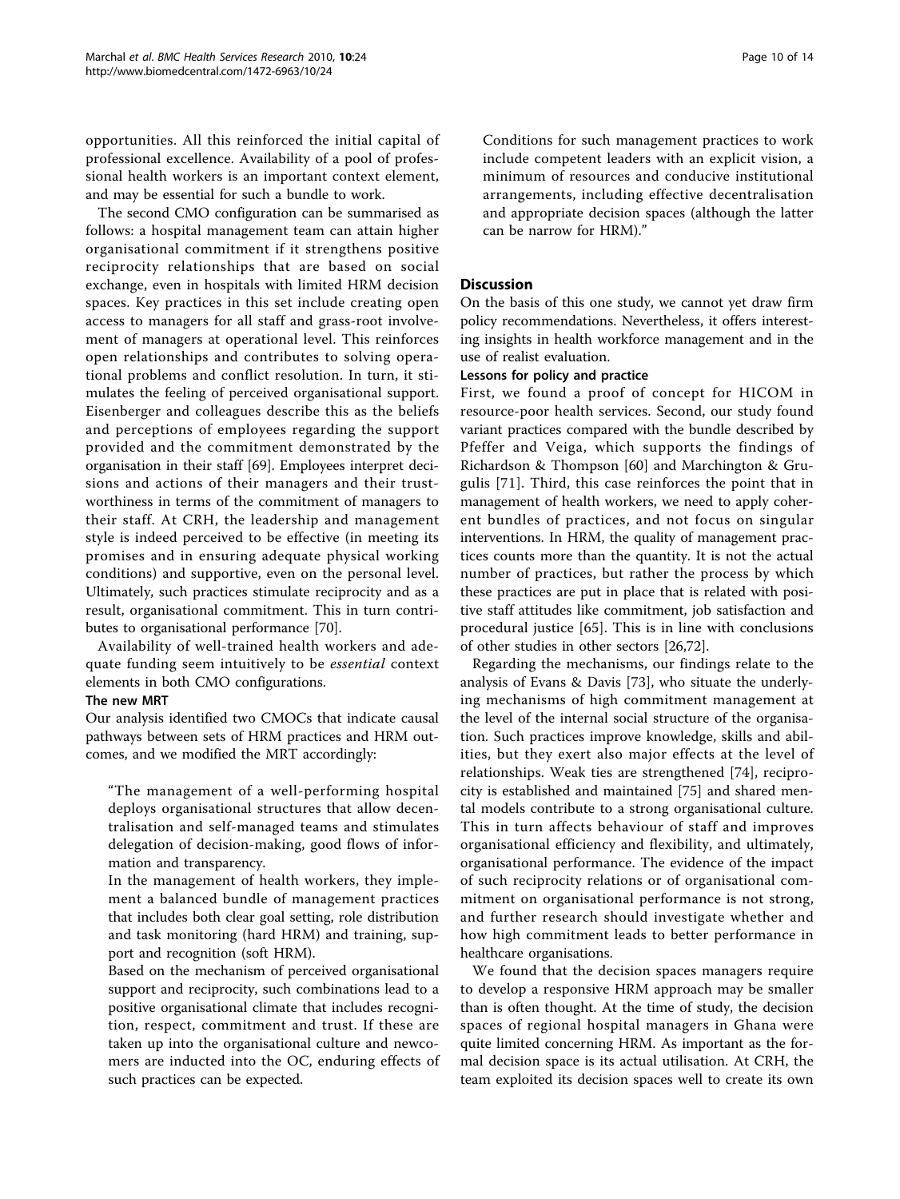opportunities. All this reinforced the initial capital of professional excellence. Availability of a pool of professional health workers is an important context element, and may be essential for such a bundle to work.

The second CMO configuration can be summarised as follows: a hospital management team can attain higher organisational commitment if it strengthens positive reciprocity relationships that are based on social exchange, even in hospitals with limited HRM decision spaces. Key practices in this set include creating open access to managers for all staff and grass-root involvement of managers at operational level. This reinforces open relationships and contributes to solving operational problems and conflict resolution. In turn, it stimulates the feeling of perceived organisational support. Eisenberger and colleagues describe this as the beliefs and perceptions of employees regarding the support provided and the commitment demonstrated by the organisation in their staff [69]. Employees interpret decisions and actions of their managers and their trustworthiness in terms of the commitment of managers to their staff. At CRH, the leadership and management style is indeed perceived to be effective (in meeting its promises and in ensuring adequate physical working conditions) and supportive, even on the personal level. Ultimately, such practices stimulate reciprocity and as a result, organisational commitment. This in turn contributes to organisational performance [70].

Availability of well-trained health workers and adequate funding seem intuitively to be *essential* context elements in both CMO configurations.

### The new MRT

Our analysis identified two CMOCs that indicate causal pathways between sets of HRM practices and HRM outcomes, and we modified the MRT accordingly:

> "The management of a well-performing hospital deploys organisational structures that allow decentralisation and self-managed teams and stimulates delegation of decision-making, good flows of information and transparency.
>
> In the management of health workers, they implement a balanced bundle of management practices that includes both clear goal setting, role distribution and task monitoring (hard HRM) and training, support and recognition (soft HRM).
>
> Based on the mechanism of perceived organisational support and reciprocity, such combinations lead to a positive organisational climate that includes recognition, respect, commitment and trust. If these are taken up into the organisational culture and newcomers are inducted into the OC, enduring effects of such practices can be expected.
>
> Conditions for such management practices to work include competent leaders with an explicit vision, a minimum of resources and conducive institutional arrangements, including effective decentralisation and appropriate decision spaces (although the latter can be narrow for HRM)."

## Discussion

On the basis of this one study, we cannot yet draw firm policy recommendations. Nevertheless, it offers interesting insights in health workforce management and in the use of realist evaluation.

### Lessons for policy and practice

First, we found a proof of concept for HICOM in resource-poor health services. Second, our study found variant practices compared with the bundle described by Pfeffer and Veiga, which supports the findings of Richardson & Thompson [60] and Marchington & Grugulis [71]. Third, this case reinforces the point that in management of health workers, we need to apply coherent bundles of practices, and not focus on singular interventions. In HRM, the quality of management practices counts more than the quantity. It is not the actual number of practices, but rather the process by which these practices are put in place that is related with positive staff attitudes like commitment, job satisfaction and procedural justice [65]. This is in line with conclusions of other studies in other sectors [26,72].

Regarding the mechanisms, our findings relate to the analysis of Evans & Davis [73], who situate the underlying mechanisms of high commitment management at the level of the internal social structure of the organisation. Such practices improve knowledge, skills and abilities, but they exert also major effects at the level of relationships. Weak ties are strengthened [74], reciprocity is established and maintained [75] and shared mental models contribute to a strong organisational culture. This in turn affects behaviour of staff and improves organisational efficiency and flexibility, and ultimately, organisational performance. The evidence of the impact of such reciprocity relations or of organisational commitment on organisational performance is not strong, and further research should investigate whether and how high commitment leads to better performance in healthcare organisations.

We found that the decision spaces managers require to develop a responsive HRM approach may be smaller than is often thought. At the time of study, the decision spaces of regional hospital managers in Ghana were quite limited concerning HRM. As important as the formal decision space is its actual utilisation. At CRH, the team exploited its decision spaces well to create its own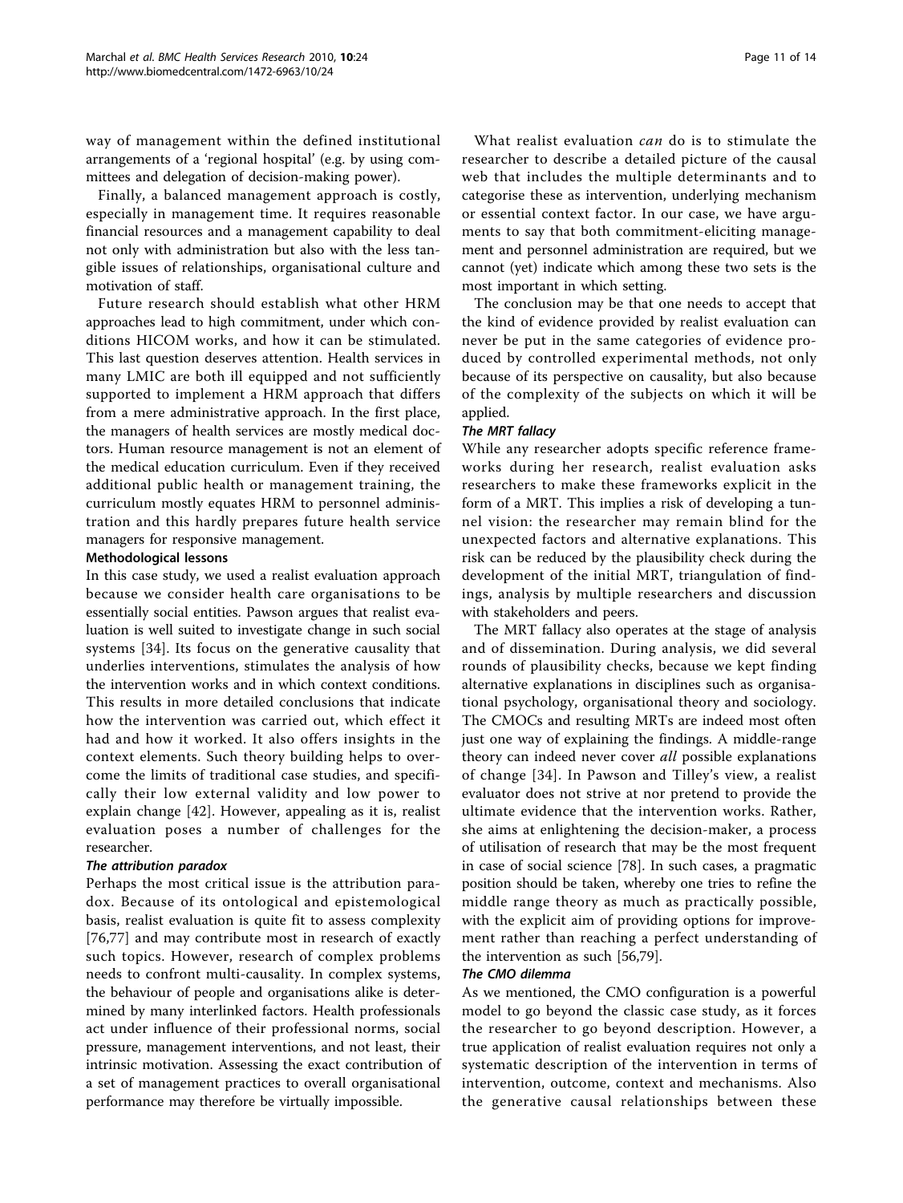way of management within the defined institutional arrangements of a 'regional hospital' (e.g. by using committees and delegation of decision-making power).

Finally, a balanced management approach is costly, especially in management time. It requires reasonable financial resources and a management capability to deal not only with administration but also with the less tangible issues of relationships, organisational culture and motivation of staff.

Future research should establish what other HRM approaches lead to high commitment, under which conditions HICOM works, and how it can be stimulated. This last question deserves attention. Health services in many LMIC are both ill equipped and not sufficiently supported to implement a HRM approach that differs from a mere administrative approach. In the first place, the managers of health services are mostly medical doctors. Human resource management is not an element of the medical education curriculum. Even if they received additional public health or management training, the curriculum mostly equates HRM to personnel administration and this hardly prepares future health service managers for responsive management.

### Methodological lessons

In this case study, we used a realist evaluation approach because we consider health care organisations to be essentially social entities. Pawson argues that realist evaluation is well suited to investigate change in such social systems [34]. Its focus on the generative causality that underlies interventions, stimulates the analysis of how the intervention works and in which context conditions. This results in more detailed conclusions that indicate how the intervention was carried out, which effect it had and how it worked. It also offers insights in the context elements. Such theory building helps to overcome the limits of traditional case studies, and specifically their low external validity and low power to explain change [42]. However, appealing as it is, realist evaluation poses a number of challenges for the researcher.

#### *The attribution paradox*

Perhaps the most critical issue is the attribution paradox. Because of its ontological and epistemological basis, realist evaluation is quite fit to assess complexity [76,77] and may contribute most in research of exactly such topics. However, research of complex problems needs to confront multi-causality. In complex systems, the behaviour of people and organisations alike is determined by many interlinked factors. Health professionals act under influence of their professional norms, social pressure, management interventions, and not least, their intrinsic motivation. Assessing the exact contribution of a set of management practices to overall organisational performance may therefore be virtually impossible.

What realist evaluation *can* do is to stimulate the researcher to describe a detailed picture of the causal web that includes the multiple determinants and to categorise these as intervention, underlying mechanism or essential context factor. In our case, we have arguments to say that both commitment-eliciting management and personnel administration are required, but we cannot (yet) indicate which among these two sets is the most important in which setting.

The conclusion may be that one needs to accept that the kind of evidence provided by realist evaluation can never be put in the same categories of evidence produced by controlled experimental methods, not only because of its perspective on causality, but also because of the complexity of the subjects on which it will be applied.

#### *The MRT fallacy*

While any researcher adopts specific reference frameworks during her research, realist evaluation asks researchers to make these frameworks explicit in the form of a MRT. This implies a risk of developing a tunnel vision: the researcher may remain blind for the unexpected factors and alternative explanations. This risk can be reduced by the plausibility check during the development of the initial MRT, triangulation of findings, analysis by multiple researchers and discussion with stakeholders and peers.

The MRT fallacy also operates at the stage of analysis and of dissemination. During analysis, we did several rounds of plausibility checks, because we kept finding alternative explanations in disciplines such as organisational psychology, organisational theory and sociology. The CMOCs and resulting MRTs are indeed most often just one way of explaining the findings. A middle-range theory can indeed never cover *all* possible explanations of change [34]. In Pawson and Tilley's view, a realist evaluator does not strive at nor pretend to provide the ultimate evidence that the intervention works. Rather, she aims at enlightening the decision-maker, a process of utilisation of research that may be the most frequent in case of social science [78]. In such cases, a pragmatic position should be taken, whereby one tries to refine the middle range theory as much as practically possible, with the explicit aim of providing options for improvement rather than reaching a perfect understanding of the intervention as such [56,79].

#### *The CMO dilemma*

As we mentioned, the CMO configuration is a powerful model to go beyond the classic case study, as it forces the researcher to go beyond description. However, a true application of realist evaluation requires not only a systematic description of the intervention in terms of intervention, outcome, context and mechanisms. Also the generative causal relationships between these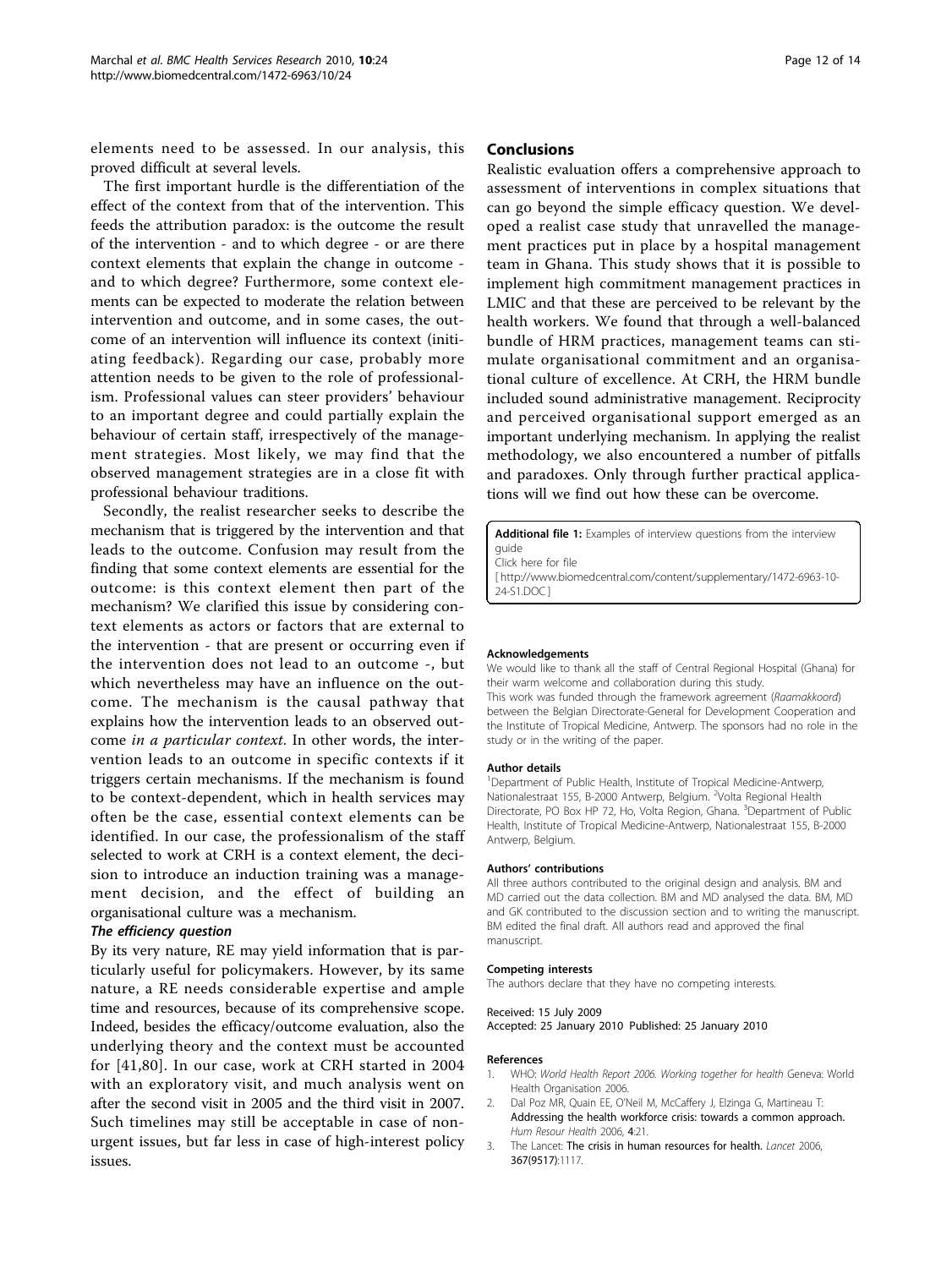elements need to be assessed. In our analysis, this proved difficult at several levels.

The first important hurdle is the differentiation of the effect of the context from that of the intervention. This feeds the attribution paradox: is the outcome the result of the intervention - and to which degree - or are there context elements that explain the change in outcome - and to which degree? Furthermore, some context elements can be expected to moderate the relation between intervention and outcome, and in some cases, the outcome of an intervention will influence its context (initiating feedback). Regarding our case, probably more attention needs to be given to the role of professionalism. Professional values can steer providers' behaviour to an important degree and could partially explain the behaviour of certain staff, irrespectively of the management strategies. Most likely, we may find that the observed management strategies are in a close fit with professional behaviour traditions.

Secondly, the realist researcher seeks to describe the mechanism that is triggered by the intervention and that leads to the outcome. Confusion may result from the finding that some context elements are essential for the outcome: is this context element then part of the mechanism? We clarified this issue by considering context elements as actors or factors that are external to the intervention - that are present or occurring even if the intervention does not lead to an outcome -, but which nevertheless may have an influence on the outcome. The mechanism is the causal pathway that explains how the intervention leads to an observed outcome *in a particular context*. In other words, the intervention leads to an outcome in specific contexts if it triggers certain mechanisms. If the mechanism is found to be context-dependent, which in health services may often be the case, essential context elements can be identified. In our case, the professionalism of the staff selected to work at CRH is a context element, the decision to introduce an induction training was a management decision, and the effect of building an organisational culture was a mechanism.

### *The efficiency question*

By its very nature, RE may yield information that is particularly useful for policymakers. However, by its same nature, a RE needs considerable expertise and ample time and resources, because of its comprehensive scope. Indeed, besides the efficacy/outcome evaluation, also the underlying theory and the context must be accounted for [41,80]. In our case, work at CRH started in 2004 with an exploratory visit, and much analysis went on after the second visit in 2005 and the third visit in 2007. Such timelines may still be acceptable in case of non-urgent issues, but far less in case of high-interest policy issues.

## Conclusions

Realistic evaluation offers a comprehensive approach to assessment of interventions in complex situations that can go beyond the simple efficacy question. We developed a realist case study that unravelled the management practices put in place by a hospital management team in Ghana. This study shows that it is possible to implement high commitment management practices in LMIC and that these are perceived to be relevant by the health workers. We found that through a well-balanced bundle of HRM practices, management teams can stimulate organisational commitment and an organisational culture of excellence. At CRH, the HRM bundle included sound administrative management. Reciprocity and perceived organisational support emerged as an important underlying mechanism. In applying the realist methodology, we also encountered a number of pitfalls and paradoxes. Only through further practical applications will we find out how these can be overcome.

**Additional file 1:** Examples of interview questions from the interview guide
Click here for file
[ http://www.biomedcentral.com/content/supplementary/1472-6963-10-24-S1.DOC ]

#### Acknowledgements

We would like to thank all the staff of Central Regional Hospital (Ghana) for their warm welcome and collaboration during this study.
This work was funded through the framework agreement (*Raamakkoord*) between the Belgian Directorate-General for Development Cooperation and the Institute of Tropical Medicine, Antwerp. The sponsors had no role in the study or in the writing of the paper.

#### Author details

[1]Department of Public Health, Institute of Tropical Medicine-Antwerp, Nationalestraat 155, B-2000 Antwerp, Belgium. [2]Volta Regional Health Directorate, PO Box HP 72, Ho, Volta Region, Ghana. [3]Department of Public Health, Institute of Tropical Medicine-Antwerp, Nationalestraat 155, B-2000 Antwerp, Belgium.

#### Authors' contributions

All three authors contributed to the original design and analysis. BM and MD carried out the data collection. BM and MD analysed the data. BM, MD and GK contributed to the discussion section and to writing the manuscript. BM edited the final draft. All authors read and approved the final manuscript.

#### Competing interests

The authors declare that they have no competing interests.

Received: 15 July 2009
Accepted: 25 January 2010 Published: 25 January 2010

#### References

1. WHO: *World Health Report 2006. Working together for health* Geneva: World Health Organisation 2006.
2. Dal Poz MR, Quain EE, O'Neil M, McCaffery J, Elzinga G, Martineau T: Addressing the health workforce crisis: towards a common approach. *Hum Resour Health* 2006, **4**:21.
3. The Lancet: The crisis in human resources for health. *Lancet* 2006, **367(9517)**:1117.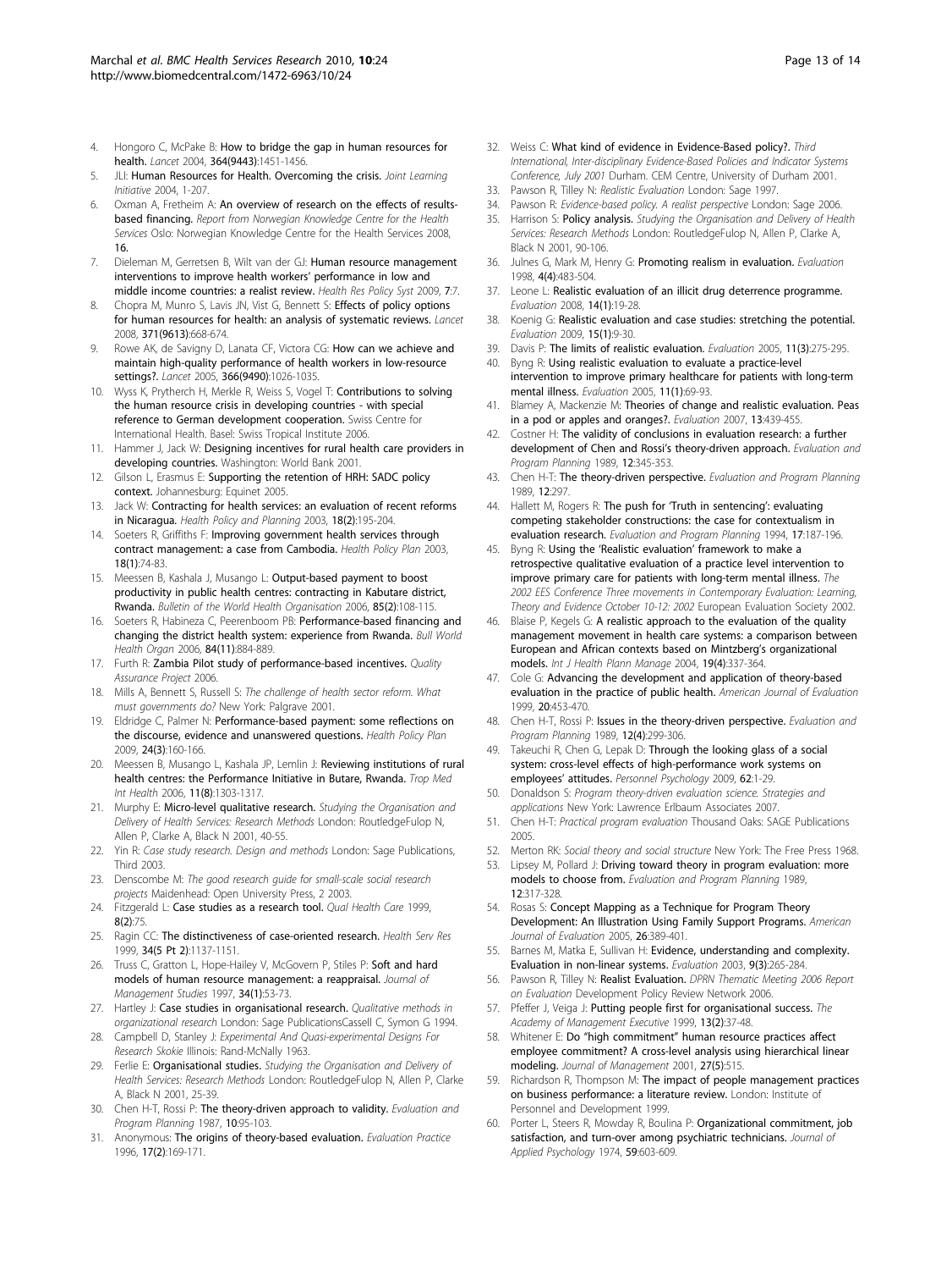4. Hongoro C, McPake B: **How to bridge the gap in human resources for health.** *Lancet* 2004, **364(9443)**:1451-1456.
5. JLI: **Human Resources for Health. Overcoming the crisis.** *Joint Learning Initiative* 2004, 1-207.
6. Oxman A, Fretheim A: **An overview of research on the effects of results-based financing.** *Report from Norwegian Knowledge Centre for the Health Services* Oslo: Norwegian Knowledge Centre for the Health Services 2008, **16**.
7. Dieleman M, Gerretsen B, Wilt van der GJ: **Human resource management interventions to improve health workers' performance in low and middle income countries: a realist review.** *Health Res Policy Syst* 2009, **7**:7.
8. Chopra M, Munro S, Lavis JN, Vist G, Bennett S: **Effects of policy options for human resources for health: an analysis of systematic reviews.** *Lancet* 2008, **371(9613)**:668-674.
9. Rowe AK, de Savigny D, Lanata CF, Victora CG: **How can we achieve and maintain high-quality performance of health workers in low-resource settings?.** *Lancet* 2005, **366(9490)**:1026-1035.
10. Wyss K, Prytherch H, Merkle R, Weiss S, Vogel T: **Contributions to solving the human resource crisis in developing countries - with special reference to German development cooperation.** Swiss Centre for International Health. Basel: Swiss Tropical Institute 2006.
11. Hammer J, Jack W: **Designing incentives for rural health care providers in developing countries.** Washington: World Bank 2001.
12. Gilson L, Erasmus E: **Supporting the retention of HRH: SADC policy context.** Johannesburg: Equinet 2005.
13. Jack W: **Contracting for health services: an evaluation of recent reforms in Nicaragua.** *Health Policy and Planning* 2003, **18(2)**:195-204.
14. Soeters R, Griffiths F: **Improving government health services through contract management: a case from Cambodia.** *Health Policy Plan* 2003, **18(1)**:74-83.
15. Meessen B, Kashala J, Musango L: **Output-based payment to boost productivity in public health centres: contracting in Kabutare district, Rwanda.** *Bulletin of the World Health Organisation* 2006, **85(2)**:108-115.
16. Soeters R, Habineza C, Peerenboom PB: **Performance-based financing and changing the district health system: experience from Rwanda.** *Bull World Health Organ* 2006, **84(11)**:884-889.
17. Furth R: **Zambia Pilot study of performance-based incentives.** *Quality Assurance Project* 2006.
18. Mills A, Bennett S, Russell S: *The challenge of health sector reform. What must governments do?* New York: Palgrave 2001.
19. Eldridge C, Palmer N: **Performance-based payment: some reflections on the discourse, evidence and unanswered questions.** *Health Policy Plan* 2009, **24(3)**:160-166.
20. Meessen B, Musango L, Kashala JP, Lemlin J: **Reviewing institutions of rural health centres: the Performance Initiative in Butare, Rwanda.** *Trop Med Int Health* 2006, **11(8)**:1303-1317.
21. Murphy E: **Micro-level qualitative research.** *Studying the Organisation and Delivery of Health Services: Research Methods* London: RoutledgeFulop N, Allen P, Clarke A, Black N 2001, 40-55.
22. Yin R: *Case study research. Design and methods* London: Sage Publications, Third 2003.
23. Denscombe M: *The good research guide for small-scale social research projects* Maidenhead: Open University Press, 2 2003.
24. Fitzgerald L: **Case studies as a research tool.** *Qual Health Care* 1999, **8(2)**:75.
25. Ragin CC: **The distinctiveness of case-oriented research.** *Health Serv Res* 1999, **34(5 Pt 2)**:1137-1151.
26. Truss C, Gratton L, Hope-Hailey V, McGovern P, Stiles P: **Soft and hard models of human resource management: a reappraisal.** *Journal of Management Studies* 1997, **34(1)**:53-73.
27. Hartley J: **Case studies in organisational research.** *Qualitative methods in organizational research* London: Sage PublicationsCassell C, Symon G 1994.
28. Campbell D, Stanley J: *Experimental And Quasi-experimental Designs For Research* Skokie Illinois: Rand-McNally 1963.
29. Ferlie E: **Organisational studies.** *Studying the Organisation and Delivery of Health Services: Research Methods* London: RoutledgeFulop N, Allen P, Clarke A, Black N 2001, 25-39.
30. Chen H-T, Rossi P: **The theory-driven approach to validity.** *Evaluation and Program Planning* 1987, **10**:95-103.
31. Anonymous: **The origins of theory-based evaluation.** *Evaluation Practice* 1996, **17(2)**:169-171.
32. Weiss C: **What kind of evidence in Evidence-Based policy?.** *Third International, Inter-disciplinary Evidence-Based Policies and Indicator Systems Conference, July 2001* Durham. CEM Centre, University of Durham 2001.
33. Pawson R, Tilley N: *Realistic Evaluation* London: Sage 1997.
34. Pawson R: *Evidence-based policy. A realist perspective* London: Sage 2006.
35. Harrison S: **Policy analysis.** *Studying the Organisation and Delivery of Health Services: Research Methods* London: RoutledgeFulop N, Allen P, Clarke A, Black N 2001, 90-106.
36. Julnes G, Mark M, Henry G: **Promoting realism in evaluation.** *Evaluation* 1998, **4(4)**:483-504.
37. Leone L: **Realistic evaluation of an illicit drug deterrence programme.** *Evaluation* 2008, **14(1)**:19-28.
38. Koenig G: **Realistic evaluation and case studies: stretching the potential.** *Evaluation* 2009, **15(1)**:9-30.
39. Davis P: **The limits of realistic evaluation.** *Evaluation* 2005, **11(3)**:275-295.
40. Byng R: **Using realistic evaluation to evaluate a practice-level intervention to improve primary healthcare for patients with long-term mental illness.** *Evaluation* 2005, **11(1)**:69-93.
41. Blamey A, Mackenzie M: **Theories of change and realistic evaluation. Peas in a pod or apples and oranges?.** *Evaluation* 2007, **13**:439-455.
42. Costner H: **The validity of conclusions in evaluation research: a further development of Chen and Rossi's theory-driven approach.** *Evaluation and Program Planning* 1989, **12**:345-353.
43. Chen H-T: **The theory-driven perspective.** *Evaluation and Program Planning* 1989, **12**:297.
44. Hallett M, Rogers R: **The push for 'Truth in sentencing': evaluating competing stakeholder constructions: the case for contextualism in evaluation research.** *Evaluation and Program Planning* 1994, **17**:187-196.
45. Byng R: **Using the 'Realistic evaluation' framework to make a retrospective qualitative evaluation of a practice level intervention to improve primary care for patients with long-term mental illness.** *The 2002 EES Conference Three movements in Contemporary Evaluation: Learning, Theory and Evidence October 10-12: 2002* European Evaluation Society 2002.
46. Blaise P, Kegels G: **A realistic approach to the evaluation of the quality management movement in health care systems: a comparison between European and African contexts based on Mintzberg's organizational models.** *Int J Health Plann Manage* 2004, **19(4)**:337-364.
47. Cole G: **Advancing the development and application of theory-based evaluation in the practice of public health.** *American Journal of Evaluation* 1999, **20**:453-470.
48. Chen H-T, Rossi P: **Issues in the theory-driven perspective.** *Evaluation and Program Planning* 1989, **12(4)**:299-306.
49. Takeuchi R, Chen G, Lepak D: **Through the looking glass of a social system: cross-level effects of high-performance work systems on employees' attitudes.** *Personnel Psychology* 2009, **62**:1-29.
50. Donaldson S: *Program theory-driven evaluation science. Strategies and applications* New York: Lawrence Erlbaum Associates 2007.
51. Chen H-T: *Practical program evaluation* Thousand Oaks: SAGE Publications 2005.
52. Merton RK: *Social theory and social structure* New York: The Free Press 1968.
53. Lipsey M, Pollard J: **Driving toward theory in program evaluation: more models to choose from.** *Evaluation and Program Planning* 1989, **12**:317-328.
54. Rosas S: **Concept Mapping as a Technique for Program Theory Development: An Illustration Using Family Support Programs.** *American Journal of Evaluation* 2005, **26**:389-401.
55. Barnes M, Matka E, Sullivan H: **Evidence, understanding and complexity. Evaluation in non-linear systems.** *Evaluation* 2003, **9(3)**:265-284.
56. Pawson R, Tilley N: **Realist Evaluation.** *DPRN Thematic Meeting 2006 Report on Evaluation* Development Policy Review Network 2006.
57. Pfeffer J, Veiga J: **Putting people first for organisational success.** *The Academy of Management Executive* 1999, **13(2)**:37-48.
58. Whitener E: **Do "high commitment" human resource practices affect employee commitment? A cross-level analysis using hierarchical linear modeling.** *Journal of Management* 2001, **27(5)**:515.
59. Richardson R, Thompson M: **The impact of people management practices on business performance: a literature review.** London: Institute of Personnel and Development 1999.
60. Porter L, Steers R, Mowday R, Boulina P: **Organizational commitment, job satisfaction, and turn-over among psychiatric technicians.** *Journal of Applied Psychology* 1974, **59**:603-609.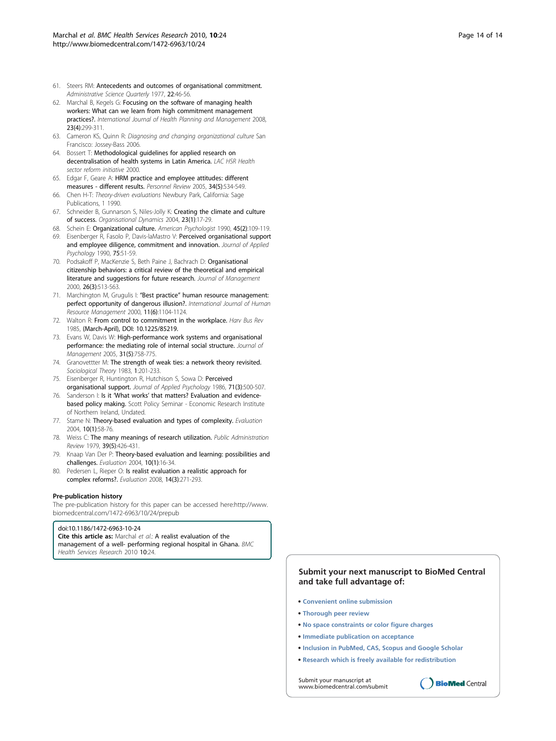61. Steers RM: **Antecedents and outcomes of organisational commitment.** *Administrative Science Quarterly* 1977, **22**:46-56.
62. Marchal B, Kegels G: **Focusing on the software of managing health workers: What can we learn from high commitment management practices?.** *International Journal of Health Planning and Management* 2008, **23(4)**:299-311.
63. Cameron KS, Quinn R: *Diagnosing and changing organizational culture* San Francisco: Jossey-Bass 2006.
64. Bossert T: **Methodological guidelines for applied research on decentralisation of health systems in Latin America.** *LAC HSR Health sector reform initiative* 2000.
65. Edgar F, Geare A: **HRM practice and employee attitudes: different measures - different results.** *Personnel Review* 2005, **34(5)**:534-549.
66. Chen H-T: *Theory-driven evaluations* Newbury Park, California: Sage Publications, 1 1990.
67. Schneider B, Gunnarson S, Niles-Jolly K: **Creating the climate and culture of success.** *Organisational Dynamics* 2004, **23(1)**:17-29.
68. Schein E: **Organizational culture.** *American Psychologist* 1990, **45(2)**:109-119.
69. Eisenberger R, Fasolo P, Davis-laMastro V: **Perceived organisational support and employee diligence, commitment and innovation.** *Journal of Applied Psychology* 1990, **75**:51-59.
70. Podsakoff P, MacKenzie S, Beth Paine J, Bachrach D: **Organisational citizenship behaviors: a critical review of the theoretical and empirical literature and suggestions for future research.** *Journal of Management* 2000, **26(3)**:513-563.
71. Marchington M, Grugulis I: **"Best practice" human resource management: perfect opportunity of dangerous illusion?.** *International Journal of Human Resource Management* 2000, **11(6)**:1104-1124.
72. Walton R: **From control to commitment in the workplace.** *Harv Bus Rev* 1985, **(March-April), DOI: 10.1225/85219.**
73. Evans W, Davis W: **High-performance work systems and organisational performance: the mediating role of internal social structure.** *Journal of Management* 2005, **31(5)**:758-775.
74. Granovettter M: **The strength of weak ties: a network theory revisited.** *Sociological Theory* 1983, **1**:201-233.
75. Eisenberger R, Huntington R, Hutchison S, Sowa D: **Perceived organisational support.** *Journal of Applied Psychology* 1986, **71(3)**:500-507.
76. Sanderson I: **Is it 'What works' that matters? Evaluation and evidence-based policy making.** Scott Policy Seminar - Economic Research Institute of Northern Ireland, Undated.
77. Stame N: **Theory-based evaluation and types of complexity.** *Evaluation* 2004, **10(1)**:58-76.
78. Weiss C: **The many meanings of research utilization.** *Public Administration Review* 1979, **39(5)**:426-431.
79. Knaap Van Der P: **Theory-based evaluation and learning: possibilities and challenges.** *Evaluation* 2004, **10(1)**:16-34.
80. Pedersen L, Rieper O: **Is realist evaluation a realistic approach for complex reforms?.** *Evaluation* 2008, **14(3)**:271-293.

### Pre-publication history

The pre-publication history for this paper can be accessed here:http://www.biomedcentral.com/1472-6963/10/24/prepub

doi:10.1186/1472-6963-10-24

**Cite this article as:** Marchal *et al.*: A realist evaluation of the management of a well- performing regional hospital in Ghana. *BMC Health Services Research* 2010 **10**:24.

**Submit your next manuscript to BioMed Central and take full advantage of:**

- Convenient online submission
- Thorough peer review
- No space constraints or color figure charges
- Immediate publication on acceptance
- Inclusion in PubMed, CAS, Scopus and Google Scholar
- Research which is freely available for redistribution

Submit your manuscript at www.biomedcentral.com/submit

BioMed Central